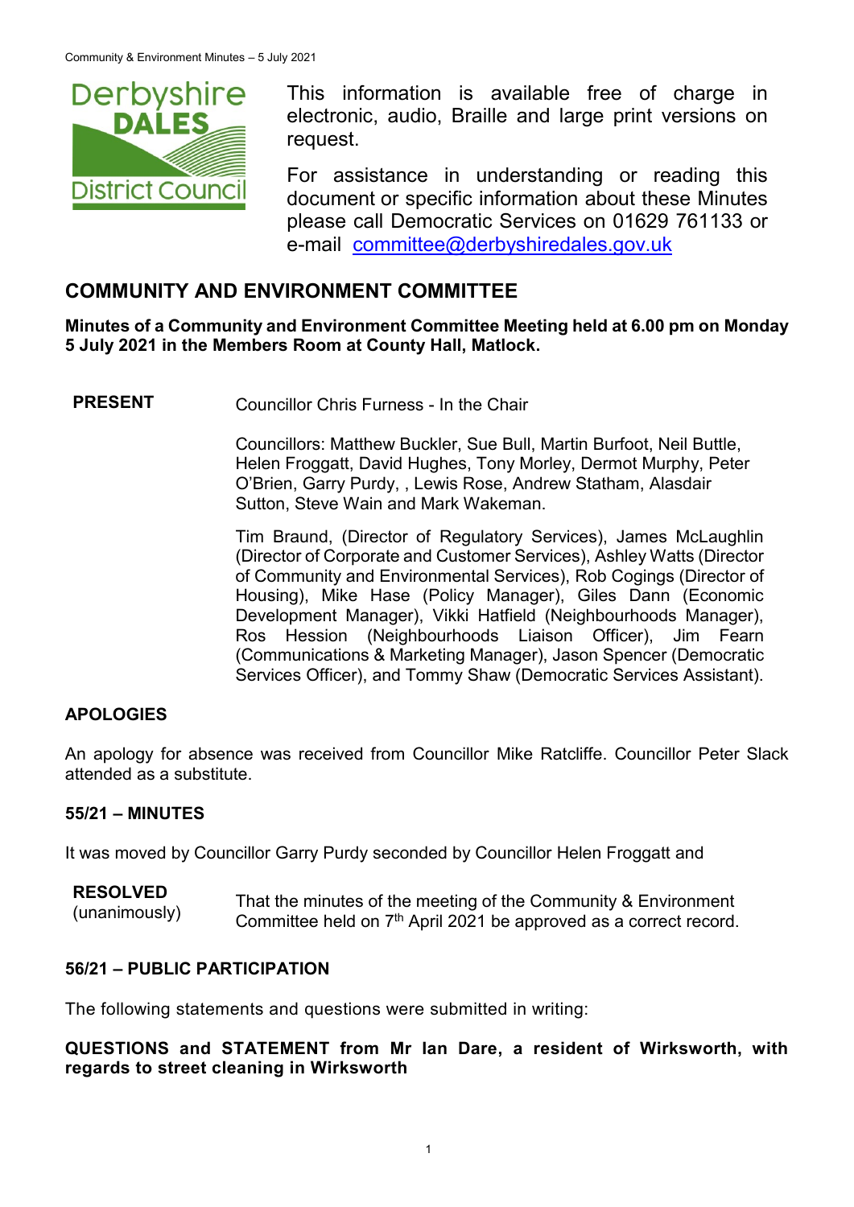This information is available free of charge in electronic, audio, Braille and large print versions on request.

For assistance in understanding or reading this document or specific information about these Minutes please call Democratic Services on 01629 761133 or e-mail committee@derbyshiredales.gov.uk

## COMMUNITY AND ENVIRONMENT COMMITTEE

**Minutes of a Community and Environment Committee Meeting held at 6.00 pm on Monday 5 July 2021 in the Members Room at County Hall, Matlock.**

**PRESENT** Councillor Chris Furness - In the Chair

Councillors: Matthew Buckler, Sue Bull, Martin Burfoot, Neil Buttle, Helen Froggatt, David Hughes, Tony Morley, Dermot Murphy, Peter O'Brien, Garry Purdy, , Lewis Rose, Andrew Statham, Alasdair Sutton, Steve Wain and Mark Wakeman.

Tim Braund, (Director of Regulatory Services), James McLaughlin (Director of Corporate and Customer Services), Ashley Watts (Director of Community and Environmental Services), Rob Cogings (Director of Housing), Mike Hase (Policy Manager), Giles Dann (Economic Development Manager), Vikki Hatfield (Neighbourhoods Manager), Ros Hession (Neighbourhoods Liaison Officer), Jim Fearn (Communications & Marketing Manager), Jason Spencer (Democratic Services Officer), and Tommy Shaw (Democratic Services Assistant).

### APOLOGIES

An apology for absence was received from Councillor Mike Ratcliffe. Councillor Peter Slack attended as a substitute.

### 55/21 – MINUTES

It was moved by Councillor Garry Purdy seconded by Councillor Helen Froggatt and

**RESOLVED** (unanimously) That the minutes of the meeting of the Community & Environment Committee held on 7th April 2021 be approved as a correct record.

### 56/21 – PUBLIC PARTICIPATION

The following statements and questions were submitted in writing:

**QUESTIONS and STATEMENT from Mr Ian Dare, a resident of Wirksworth, with regards to street cleaning in Wirksworth**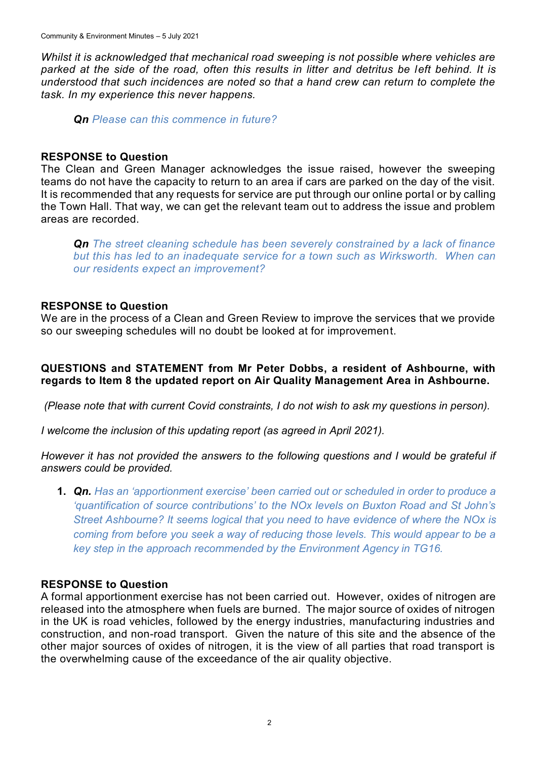*Whilst it is acknowledged that mechanical road sweeping is not possible where vehicles are parked at the side of the road, often this results in litter and detritus be left behind. It is understood that such incidences are noted so that a hand crew can return to complete the task. In my experience this never happens.*

> ***Qn*** *Please can this commence in future?*

**RESPONSE to Question**
The Clean and Green Manager acknowledges the issue raised, however the sweeping teams do not have the capacity to return to an area if cars are parked on the day of the visit. It is recommended that any requests for service are put through our online portal or by calling the Town Hall. That way, we can get the relevant team out to address the issue and problem areas are recorded.

> ***Qn*** *The street cleaning schedule has been severely constrained by a lack of finance but this has led to an inadequate service for a town such as Wirksworth. When can our residents expect an improvement?*

**RESPONSE to Question**
We are in the process of a Clean and Green Review to improve the services that we provide so our sweeping schedules will no doubt be looked at for improvement.

**QUESTIONS and STATEMENT from Mr Peter Dobbs, a resident of Ashbourne, with regards to Item 8 the updated report on Air Quality Management Area in Ashbourne.**

*(Please note that with current Covid constraints, I do not wish to ask my questions in person).*

*I welcome the inclusion of this updating report (as agreed in April 2021).*

*However it has not provided the answers to the following questions and I would be grateful if answers could be provided.*

1. ***Qn.*** *Has an 'apportionment exercise' been carried out or scheduled in order to produce a 'quantification of source contributions' to the NOx levels on Buxton Road and St John's Street Ashbourne? It seems logical that you need to have evidence of where the NOx is coming from before you seek a way of reducing those levels. This would appear to be a key step in the approach recommended by the Environment Agency in TG16.*

**RESPONSE to Question**
A formal apportionment exercise has not been carried out. However, oxides of nitrogen are released into the atmosphere when fuels are burned. The major source of oxides of nitrogen in the UK is road vehicles, followed by the energy industries, manufacturing industries and construction, and non-road transport. Given the nature of this site and the absence of the other major sources of oxides of nitrogen, it is the view of all parties that road transport is the overwhelming cause of the exceedance of the air quality objective.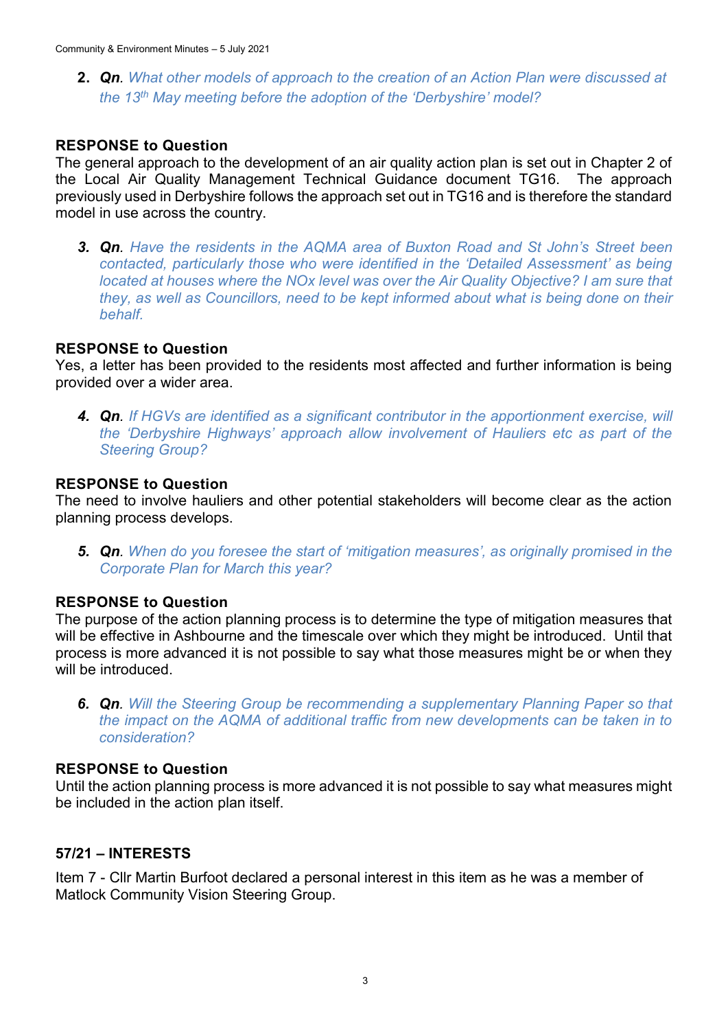2. ***Qn***. *What other models of approach to the creation of an Action Plan were discussed at the 13th May meeting before the adoption of the 'Derbyshire' model?*

**RESPONSE to Question**
The general approach to the development of an air quality action plan is set out in Chapter 2 of the Local Air Quality Management Technical Guidance document TG16. The approach previously used in Derbyshire follows the approach set out in TG16 and is therefore the standard model in use across the country.

3. ***Qn***. *Have the residents in the AQMA area of Buxton Road and St John's Street been contacted, particularly those who were identified in the 'Detailed Assessment' as being located at houses where the NOx level was over the Air Quality Objective? I am sure that they, as well as Councillors, need to be kept informed about what is being done on their behalf.*

**RESPONSE to Question**
Yes, a letter has been provided to the residents most affected and further information is being provided over a wider area.

4. ***Qn***. *If HGVs are identified as a significant contributor in the apportionment exercise, will the 'Derbyshire Highways' approach allow involvement of Hauliers etc as part of the Steering Group?*

**RESPONSE to Question**
The need to involve hauliers and other potential stakeholders will become clear as the action planning process develops.

5. ***Qn***. *When do you foresee the start of 'mitigation measures', as originally promised in the Corporate Plan for March this year?*

**RESPONSE to Question**
The purpose of the action planning process is to determine the type of mitigation measures that will be effective in Ashbourne and the timescale over which they might be introduced. Until that process is more advanced it is not possible to say what those measures might be or when they will be introduced.

6. ***Qn***. *Will the Steering Group be recommending a supplementary Planning Paper so that the impact on the AQMA of additional traffic from new developments can be taken in to consideration?*

**RESPONSE to Question**
Until the action planning process is more advanced it is not possible to say what measures might be included in the action plan itself.

## 57/21 – INTERESTS

Item 7 - Cllr Martin Burfoot declared a personal interest in this item as he was a member of Matlock Community Vision Steering Group.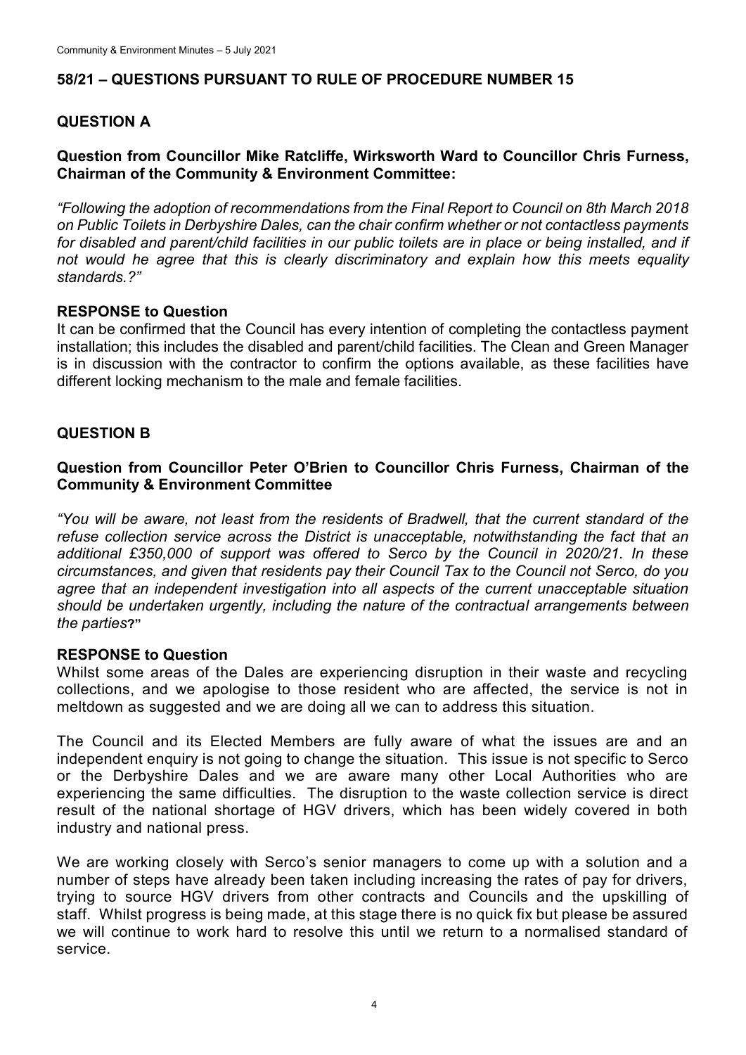## 58/21 – QUESTIONS PURSUANT TO RULE OF PROCEDURE NUMBER 15

### QUESTION A

**Question from Councillor Mike Ratcliffe, Wirksworth Ward to Councillor Chris Furness, Chairman of the Community & Environment Committee:**

*"Following the adoption of recommendations from the Final Report to Council on 8th March 2018 on Public Toilets in Derbyshire Dales, can the chair confirm whether or not contactless payments for disabled and parent/child facilities in our public toilets are in place or being installed, and if not would he agree that this is clearly discriminatory and explain how this meets equality standards.?"*

**RESPONSE to Question**

It can be confirmed that the Council has every intention of completing the contactless payment installation; this includes the disabled and parent/child facilities. The Clean and Green Manager is in discussion with the contractor to confirm the options available, as these facilities have different locking mechanism to the male and female facilities.

### QUESTION B

**Question from Councillor Peter O'Brien to Councillor Chris Furness, Chairman of the Community & Environment Committee**

*"You will be aware, not least from the residents of Bradwell, that the current standard of the refuse collection service across the District is unacceptable, notwithstanding the fact that an additional £350,000 of support was offered to Serco by the Council in 2020/21. In these circumstances, and given that residents pay their Council Tax to the Council not Serco, do you agree that an independent investigation into all aspects of the current unacceptable situation should be undertaken urgently, including the nature of the contractual arrangements between the parties*?"

**RESPONSE to Question**

Whilst some areas of the Dales are experiencing disruption in their waste and recycling collections, and we apologise to those resident who are affected, the service is not in meltdown as suggested and we are doing all we can to address this situation.

The Council and its Elected Members are fully aware of what the issues are and an independent enquiry is not going to change the situation. This issue is not specific to Serco or the Derbyshire Dales and we are aware many other Local Authorities who are experiencing the same difficulties. The disruption to the waste collection service is direct result of the national shortage of HGV drivers, which has been widely covered in both industry and national press.

We are working closely with Serco's senior managers to come up with a solution and a number of steps have already been taken including increasing the rates of pay for drivers, trying to source HGV drivers from other contracts and Councils and the upskilling of staff. Whilst progress is being made, at this stage there is no quick fix but please be assured we will continue to work hard to resolve this until we return to a normalised standard of service.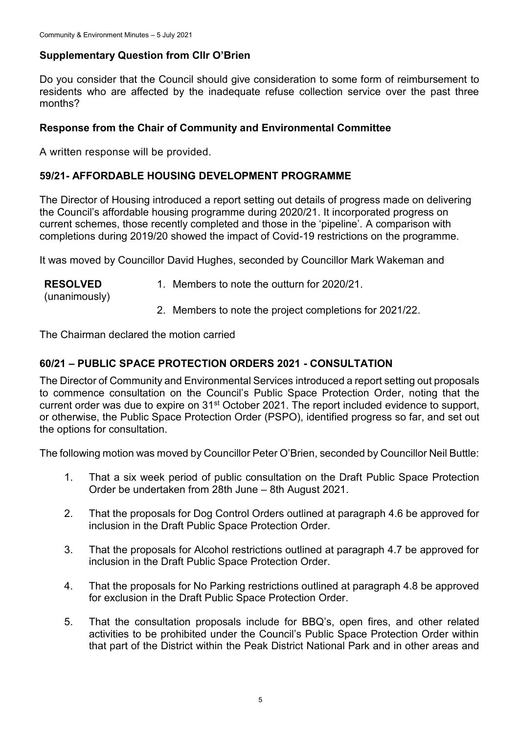### Supplementary Question from Cllr O'Brien

Do you consider that the Council should give consideration to some form of reimbursement to residents who are affected by the inadequate refuse collection service over the past three months?

### Response from the Chair of Community and Environmental Committee

A written response will be provided.

## 59/21- AFFORDABLE HOUSING DEVELOPMENT PROGRAMME

The Director of Housing introduced a report setting out details of progress made on delivering the Council's affordable housing programme during 2020/21. It incorporated progress on current schemes, those recently completed and those in the 'pipeline'. A comparison with completions during 2019/20 showed the impact of Covid-19 restrictions on the programme.

It was moved by Councillor David Hughes, seconded by Councillor Mark Wakeman and

**RESOLVED** (unanimously)

1. Members to note the outturn for 2020/21.
2. Members to note the project completions for 2021/22.

The Chairman declared the motion carried

## 60/21 – PUBLIC SPACE PROTECTION ORDERS 2021 - CONSULTATION

The Director of Community and Environmental Services introduced a report setting out proposals to commence consultation on the Council's Public Space Protection Order, noting that the current order was due to expire on 31st October 2021. The report included evidence to support, or otherwise, the Public Space Protection Order (PSPO), identified progress so far, and set out the options for consultation.

The following motion was moved by Councillor Peter O'Brien, seconded by Councillor Neil Buttle:

1. That a six week period of public consultation on the Draft Public Space Protection Order be undertaken from 28th June – 8th August 2021.
2. That the proposals for Dog Control Orders outlined at paragraph 4.6 be approved for inclusion in the Draft Public Space Protection Order.
3. That the proposals for Alcohol restrictions outlined at paragraph 4.7 be approved for inclusion in the Draft Public Space Protection Order.
4. That the proposals for No Parking restrictions outlined at paragraph 4.8 be approved for exclusion in the Draft Public Space Protection Order.
5. That the consultation proposals include for BBQ's, open fires, and other related activities to be prohibited under the Council's Public Space Protection Order within that part of the District within the Peak District National Park and in other areas and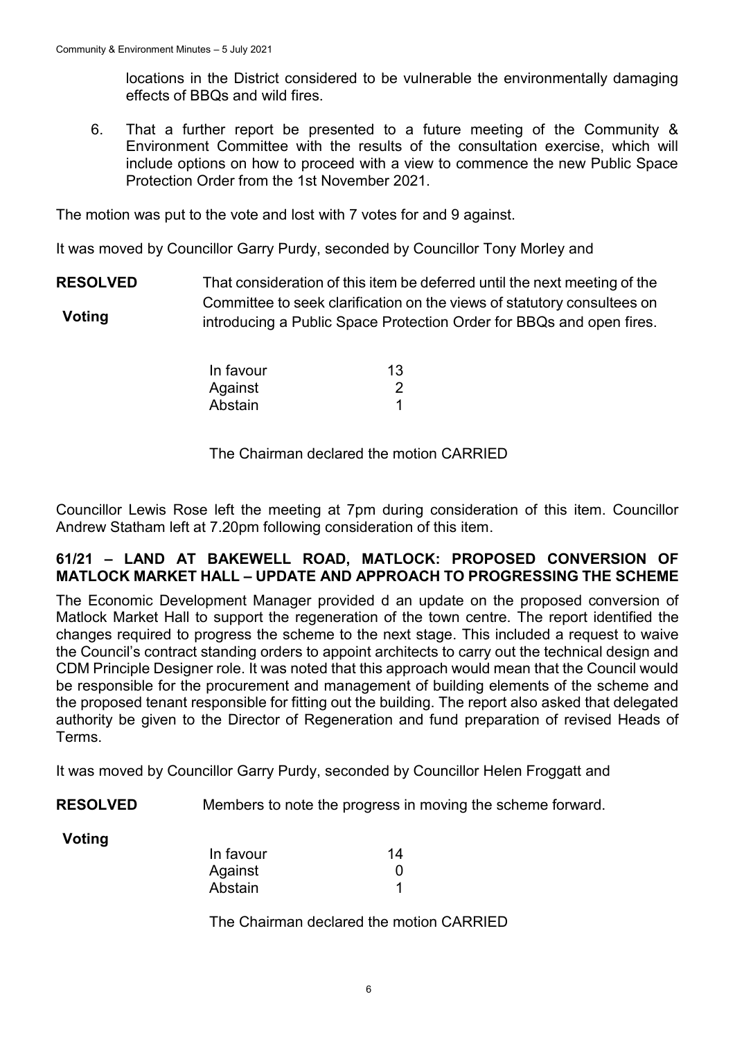locations in the District considered to be vulnerable the environmentally damaging effects of BBQs and wild fires.

6. That a further report be presented to a future meeting of the Community & Environment Committee with the results of the consultation exercise, which will include options on how to proceed with a view to commence the new Public Space Protection Order from the 1st November 2021.

The motion was put to the vote and lost with 7 votes for and 9 against.

It was moved by Councillor Garry Purdy, seconded by Councillor Tony Morley and

**RESOLVED** That consideration of this item be deferred until the next meeting of the Committee to seek clarification on the views of statutory consultees on introducing a Public Space Protection Order for BBQs and open fires.

**Voting**

| | |
|---|---|
| In favour | 13 |
| Against | 2 |
| Abstain | 1 |

The Chairman declared the motion CARRIED

Councillor Lewis Rose left the meeting at 7pm during consideration of this item. Councillor Andrew Statham left at 7.20pm following consideration of this item.

**61/21 – LAND AT BAKEWELL ROAD, MATLOCK: PROPOSED CONVERSION OF MATLOCK MARKET HALL – UPDATE AND APPROACH TO PROGRESSING THE SCHEME**

The Economic Development Manager provided d an update on the proposed conversion of Matlock Market Hall to support the regeneration of the town centre. The report identified the changes required to progress the scheme to the next stage. This included a request to waive the Council's contract standing orders to appoint architects to carry out the technical design and CDM Principle Designer role. It was noted that this approach would mean that the Council would be responsible for the procurement and management of building elements of the scheme and the proposed tenant responsible for fitting out the building. The report also asked that delegated authority be given to the Director of Regeneration and fund preparation of revised Heads of Terms.

It was moved by Councillor Garry Purdy, seconded by Councillor Helen Froggatt and

**RESOLVED** Members to note the progress in moving the scheme forward.

**Voting**

| | |
|---|---|
| In favour | 14 |
| Against | 0 |
| Abstain | 1 |

The Chairman declared the motion CARRIED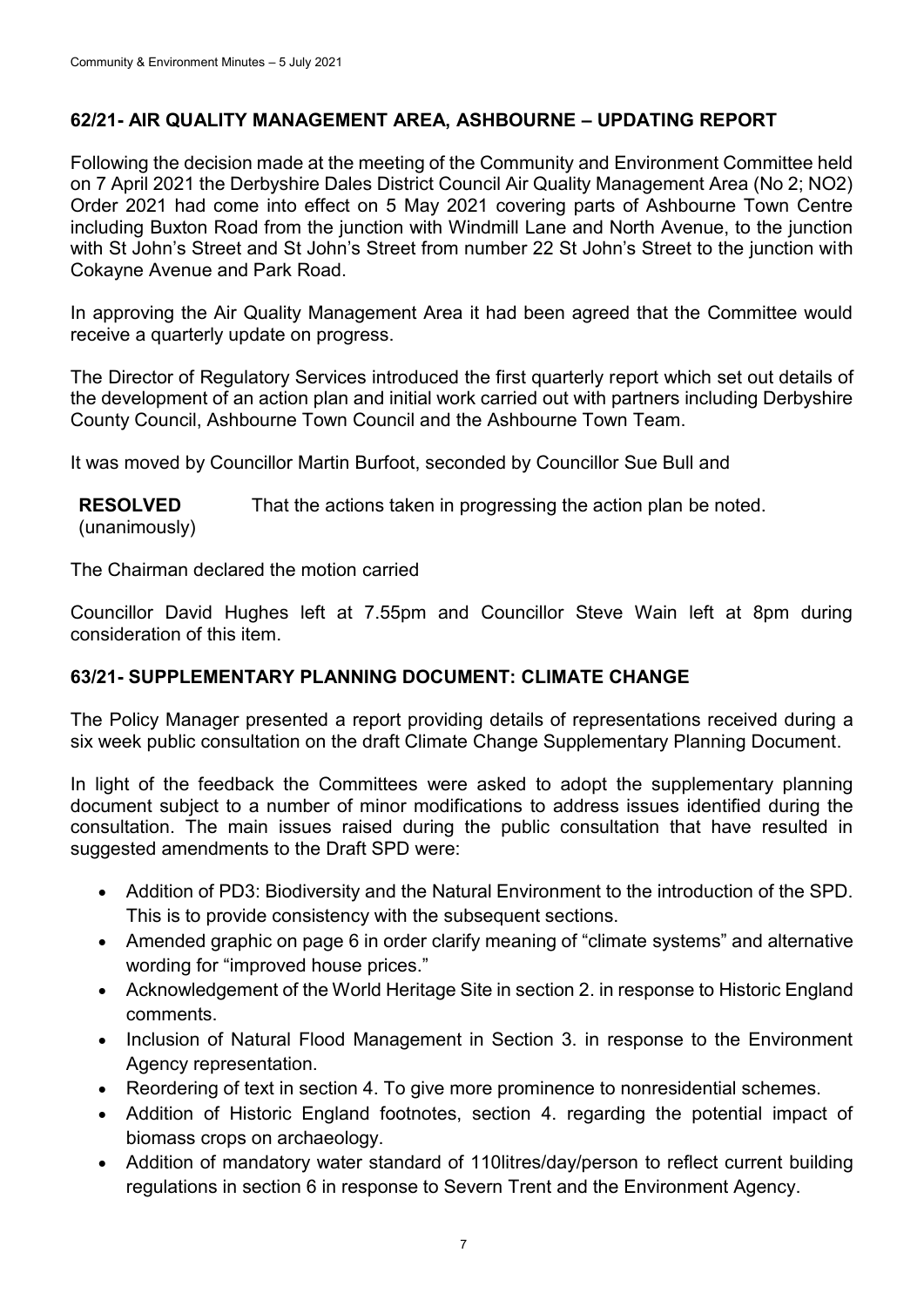## 62/21- AIR QUALITY MANAGEMENT AREA, ASHBOURNE – UPDATING REPORT

Following the decision made at the meeting of the Community and Environment Committee held on 7 April 2021 the Derbyshire Dales District Council Air Quality Management Area (No 2; NO2) Order 2021 had come into effect on 5 May 2021 covering parts of Ashbourne Town Centre including Buxton Road from the junction with Windmill Lane and North Avenue, to the junction with St John's Street and St John's Street from number 22 St John's Street to the junction with Cokayne Avenue and Park Road.

In approving the Air Quality Management Area it had been agreed that the Committee would receive a quarterly update on progress.

The Director of Regulatory Services introduced the first quarterly report which set out details of the development of an action plan and initial work carried out with partners including Derbyshire County Council, Ashbourne Town Council and the Ashbourne Town Team.

It was moved by Councillor Martin Burfoot, seconded by Councillor Sue Bull and

**RESOLVED** (unanimously) That the actions taken in progressing the action plan be noted.

The Chairman declared the motion carried

Councillor David Hughes left at 7.55pm and Councillor Steve Wain left at 8pm during consideration of this item.

## 63/21- SUPPLEMENTARY PLANNING DOCUMENT: CLIMATE CHANGE

The Policy Manager presented a report providing details of representations received during a six week public consultation on the draft Climate Change Supplementary Planning Document.

In light of the feedback the Committees were asked to adopt the supplementary planning document subject to a number of minor modifications to address issues identified during the consultation. The main issues raised during the public consultation that have resulted in suggested amendments to the Draft SPD were:

- Addition of PD3: Biodiversity and the Natural Environment to the introduction of the SPD. This is to provide consistency with the subsequent sections.
- Amended graphic on page 6 in order clarify meaning of "climate systems" and alternative wording for "improved house prices."
- Acknowledgement of the World Heritage Site in section 2. in response to Historic England comments.
- Inclusion of Natural Flood Management in Section 3. in response to the Environment Agency representation.
- Reordering of text in section 4. To give more prominence to nonresidential schemes.
- Addition of Historic England footnotes, section 4. regarding the potential impact of biomass crops on archaeology.
- Addition of mandatory water standard of 110litres/day/person to reflect current building regulations in section 6 in response to Severn Trent and the Environment Agency.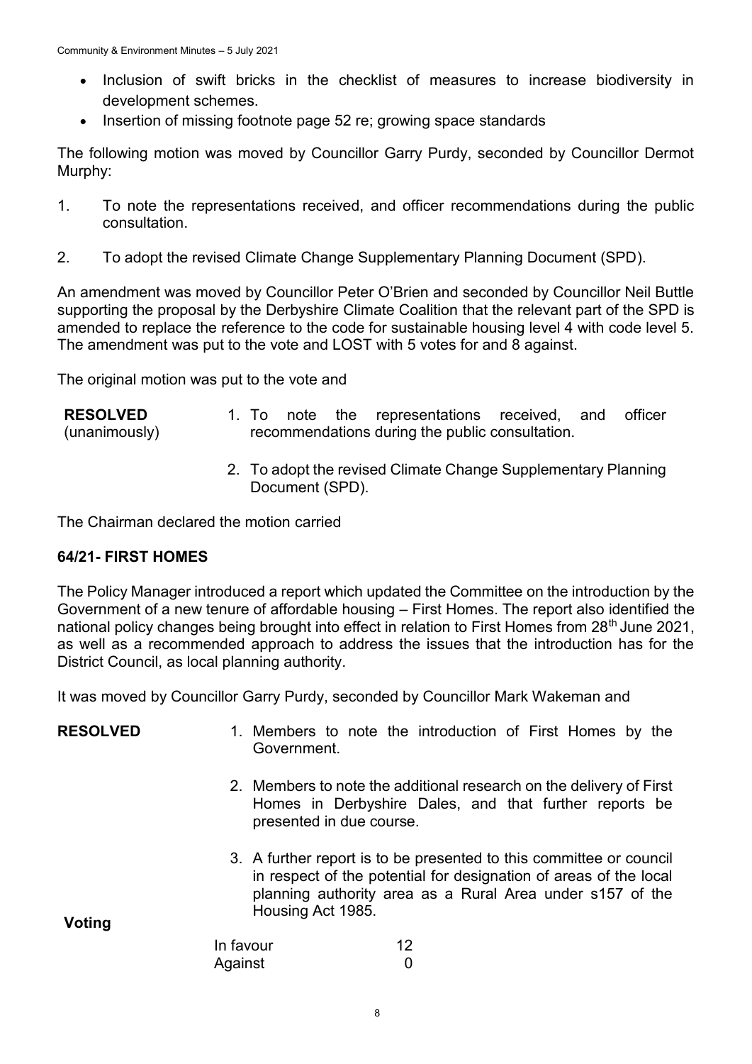- Inclusion of swift bricks in the checklist of measures to increase biodiversity in development schemes.
- Insertion of missing footnote page 52 re; growing space standards

The following motion was moved by Councillor Garry Purdy, seconded by Councillor Dermot Murphy:

1. To note the representations received, and officer recommendations during the public consultation.

2. To adopt the revised Climate Change Supplementary Planning Document (SPD).

An amendment was moved by Councillor Peter O'Brien and seconded by Councillor Neil Buttle supporting the proposal by the Derbyshire Climate Coalition that the relevant part of the SPD is amended to replace the reference to the code for sustainable housing level 4 with code level 5. The amendment was put to the vote and LOST with 5 votes for and 8 against.

The original motion was put to the vote and

**RESOLVED** (unanimously)

1. To note the representations received, and officer recommendations during the public consultation.

2. To adopt the revised Climate Change Supplementary Planning Document (SPD).

The Chairman declared the motion carried

## 64/21- FIRST HOMES

The Policy Manager introduced a report which updated the Committee on the introduction by the Government of a new tenure of affordable housing – First Homes. The report also identified the national policy changes being brought into effect in relation to First Homes from 28th June 2021, as well as a recommended approach to address the issues that the introduction has for the District Council, as local planning authority.

It was moved by Councillor Garry Purdy, seconded by Councillor Mark Wakeman and

**RESOLVED**

1. Members to note the introduction of First Homes by the Government.

2. Members to note the additional research on the delivery of First Homes in Derbyshire Dales, and that further reports be presented in due course.

3. A further report is to be presented to this committee or council in respect of the potential for designation of areas of the local planning authority area as a Rural Area under s157 of the Housing Act 1985.

**Voting**

| | |
|---|---|
| In favour | 12 |
| Against | 0 |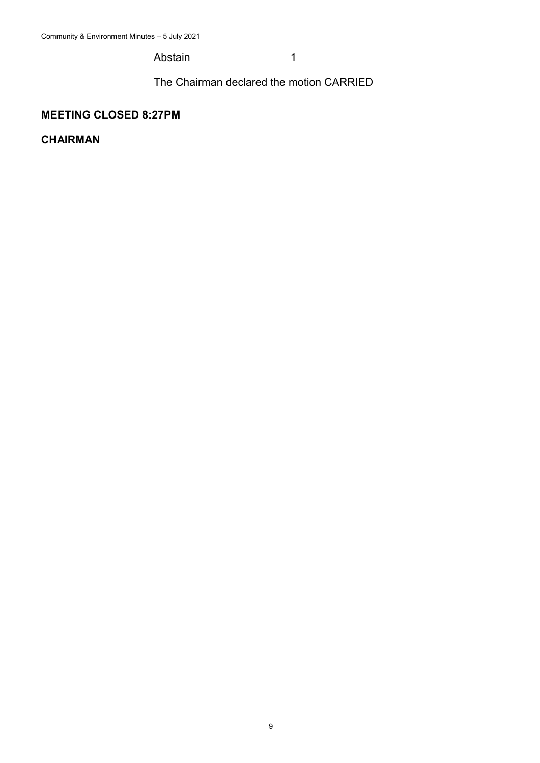Abstain 1

The Chairman declared the motion CARRIED

**MEETING CLOSED 8:27PM**

**CHAIRMAN**